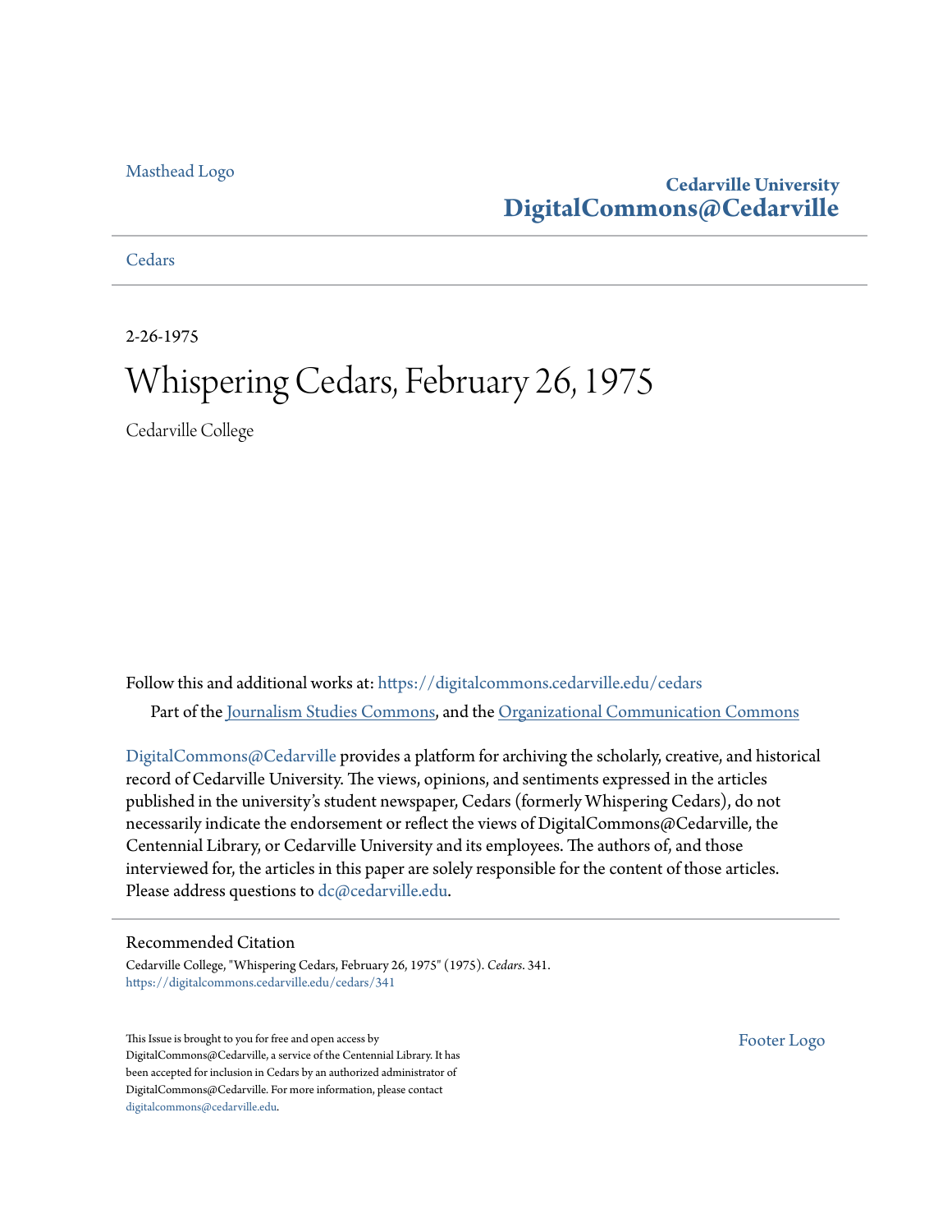Masthead Logo

**Cedarville University**
**DigitalCommons@Cedarville**

Cedars

2-26-1975

# Whispering Cedars, February 26, 1975

Cedarville College

Follow this and additional works at: https://digitalcommons.cedarville.edu/cedars

Part of the Journalism Studies Commons, and the Organizational Communication Commons

DigitalCommons@Cedarville provides a platform for archiving the scholarly, creative, and historical record of Cedarville University. The views, opinions, and sentiments expressed in the articles published in the university's student newspaper, Cedars (formerly Whispering Cedars), do not necessarily indicate the endorsement or reflect the views of DigitalCommons@Cedarville, the Centennial Library, or Cedarville University and its employees. The authors of, and those interviewed for, the articles in this paper are solely responsible for the content of those articles. Please address questions to dc@cedarville.edu.

## Recommended Citation

Cedarville College, "Whispering Cedars, February 26, 1975" (1975). *Cedars*. 341.
https://digitalcommons.cedarville.edu/cedars/341

This Issue is brought to you for free and open access by DigitalCommons@Cedarville, a service of the Centennial Library. It has been accepted for inclusion in Cedars by an authorized administrator of DigitalCommons@Cedarville. For more information, please contact digitalcommons@cedarville.edu.

Footer Logo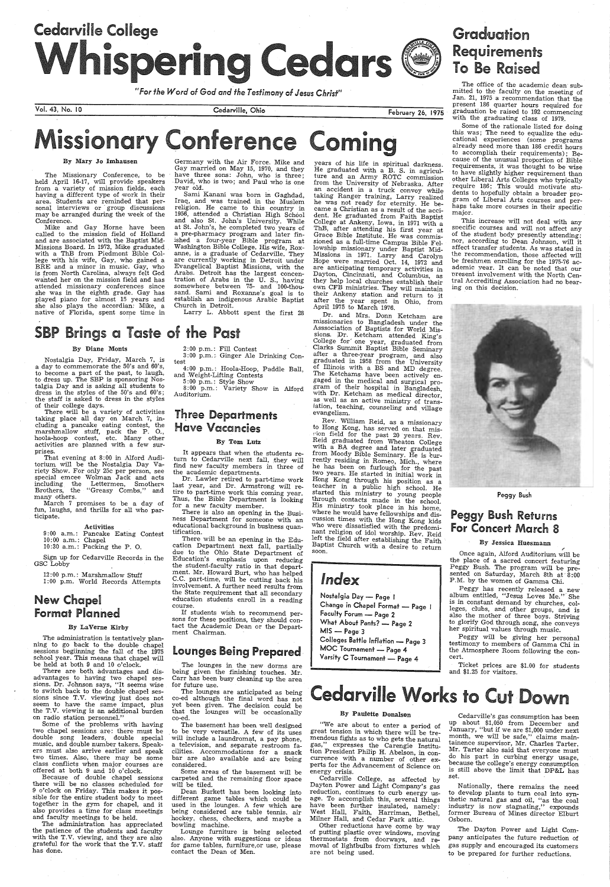# Cedarville College Whispering Cedars

*"For the Word of God and the Testimony of Jesus Christ"*

Vol. 43, No. 10 — Cedarville, Ohio — February 26, 1975

# Missionary Conference Coming

By Mary Jo Imhausen

The Missionary Conference, to be held April 16-17, will provide speakers from a variety of mission fields, each having a different type of work in their area. Students are reminded that personal interviews or group discussions may be arranged during the week of the Conference.

Mike and Gay Horne have been called to the mission field of Holland and are associated with the Baptist Mid-Missions Board. In 1973, Mike graduated with a ThB from Piedmont Bible College with his wife, Gay, who gained a BRE and a minor in music. Gay, who is from North Carolina, always felt God wanted her on the mission field and has attended missionary conferences since she was in the eighth grade. Gay has played piano for almost 15 years and she also plays the accordian. Mike, a native of Florida, spent some time in Germany with the Air Force. Mike and Gay married on May 15, 1970, and they have three sons: John, who is three; David, who is two; and Paul who is one year old.

Sami Kanani was born in Baghdad, Iraq, and was trained in the Muslem religion. He came to this country in 1956, attended a Christian High School and also St. John's University. While at St. John's, he completed two years of a pre-pharmacy program and later finished a four-year Bible program at Washington Bible College. His wife, Roxanne, is a graduate of Cedarville. They are currently working in Detroit under Evangelical Baptist Missions, with the Arabs. Detroit has the largest concentration of Arabs in the U. S., having somewhere between 75- and 100-thousand. Sami and Roxanne's goal is to establish an indigenous Arabic Baptist Church in Detroit.

Larry L. Abbott spent the first 28 years of his life in spiritual darkness. He graduated with a B. S. in agriculture and an Army ROTC commission from the University of Nebraska. After an accident in a truck convoy while taking Ranger training, Larry realized he was not ready for eternity. He became a Christian as a result of the accident. He graduated from Faith Baptist College at Ankeny, Iowa, in 1971 with a ThB, after attending his first year at Grace Bible Institute. He was commissioned as a full-time Campus Bible Fellowship missionary under Baptist Mid-Missions in 1971. Larry and Carolyn Hope were married Oct. 14, 1972 and are anticipating temporary activities in Dayton, Cincinnati, and Columbus, as they help local churches establish their own CFB ministries. They will maintain their Ankeny station and return to it after the year spent in Ohio, from April 1975 to March 1976.

Dr. and Mrs. Donn Ketcham are missionaries to Bangladesh under the Asssociation of Baptists for World Missions. Dr. Ketcham attended King's College for one year, graduated from Clarks Summit Baptist Bible Seminary after a three-year program, and also graduated in 1958 from the University of Illinois with a BS and MD degree. The Ketchams have been actively engaged in the medical and surgical program of their hospital in Bangladesh, with Dr. Ketcham as medical director, as well as an active ministry of translation, teaching, counseling and village evangelism.

Rev. William Reid, as a missionary to Hong Kong, has served on that mission field for the past 20 years. Rev. Reid graduated from Wheaton College with a BA degree and later graduated from Moody Bible Seminary. He is currently residing in Romeo, Mich., where he has been on furlough for the past two years. He started in initial work in Hong Kong through his position as a teacher in a public high school. He started this ministry to young people through contacts made in the school. His ministry took place in his home, where he would have fellowships and discussion times with the Hong Kong kids who were dissatisfied with the predominant religion of idol worship. Rev. Reid left the field after establishing the Faith Baptist Church with a desire to return soon.

# Graduation Requirements To Be Raised

The office of the academic dean submitted to the faculty on the meeting of Jan. 21, 1975 a recommendation that the present 186 quarter hours required for graduation be raised to 192 commencing with the graduating class of 1979.

Some of the rationale listed for doing this was: The need to equalize the educational experiences (some programs already need more than 186 credit hours to accomplish their requirements); Because of the unusual proportion of Bible requirements, it was thought to be wise to have slightly higher requirement than other Liberal Arts Colleges who typically require 186; This would motivate students to hopefully obtain a broader program of Liberal Arts courses and perhaps take more courses in their specific major.

This increase will not deal with any specific courses and will not affect any of the student body presently attending; nor, according to Dean Johnson, will it affect transfer students. As was stated in the recommendation, those affected will be freshmen enrolling for the 1975-76 academic year. It can be noted that our present involvement with the North Central Accrediting Association had no bearing on this decision.

# SBP Brings a Taste of the Past

By Diane Monts

Nostalgia Day, Friday, March 7, is a day to commemorate the 50's and 60's, to become a part of the past, to laugh, to dress up. The SBP is sponsoring Nostalgia Day and is asking all students to dress in the styles of the 50's and 60's; the staff is asked to dress in the styles of their college days.

There will be a variety of activities taking place all day on March 7, including a pancake eating contest, the marshmallow stuff, pack the P. O., hoola-hoop contest, etc. Many other activities are planned with a few surprises.

That evening at 8:00 in Alford Auditorium will be the Nostalgia Day Variety Show. For only 25c per person, see special emcee Wolman Jack and acts including the Lettermen, Smothers Brothers, the "Greasy Combs," and many others.

March 7 promises to be a day of fun, laughs, and thrills for all who participate.

**Activities**

9:00 a.m.: Pancake Eating Contest
10:00 a.m.: Chapel
10:30 a.m.: Packing the P. O.

Sign up for Cedarville Records in the GSC Lobby

12:00 p.m.: Marshmallow Stuff
1:00 p.m. World Records Attempts
2:00 p.m.: Fill Contest
3:00 p.m.: Ginger Ale Drinking Contest
4:00 p.m.: Hoola-Hoop, Paddle Ball, and Weight-Lifting Contests
5:00 p.m.: Style Show
8:00 p.m.: Variety Show in Alford Auditorium.

# Three Departments Have Vacancies

By Tom Lutz

It appears that when the students return to Cedarville next fall, they will find new faculty members in three of the academic departments.

Dr. Lawlor retired to part-time work last year, and Dr. Armstrong will retire to part-time work this coming year. Thus, the Bible Department is looking for a new faculty member.

There is also an opening in the Business Department for someone with an educational background in business quantification.

There will be an epening in the Education Department next fall, partially due to the Ohio State Department of Education's emphasis upon reducing the student-faculty ratio in that department. Mr. Howard Burt, who has helped C.C. part-time, will be cutting back his involvement. A further need results from the State requirement that all secondary education students enroll in a reading course.

If students wish to recommend persons for these positions, they should contact the Academic Dean or the Department Chairman.

Peggy Bush

# Peggy Bush Returns For Concert March 8

By Jessica Huesmann

Once again, Alford Auditorium will be the place of a sacred concert featuring Peggy Bush. The program will be presented on Saturday, March 8th at 8:00 P.M. by the women of Gamma Chi.

Peggy has recently released a new album entitled, "Jesus Loves Me." She is in constant demand by churches, colleges, clubs, and other groups, and is also the mother of three boys. Striving to glorify God through song, she conveys her spiritual values through music.

Peggy will be giving her personal testimony to members of Gamma Chi in the Atmosphere Room following the concert.

Ticket prices are $1.00 for students and $1.25 for visitors.

# New Chapel Format Planned

By LaVerne Kirby

The administration is tentatively planning to go back to the double chapel sessions beginning the fall of the 1975 school year. This means that chapel will be held at both 9 and 10 o'clock.

There are both advantages and disadvantages to having two chapel sessions. Dr. Johnson says, "It seems wise to switch back to the double chapel sessions since T.V. viewing just does not seem to have the same impact, plus the T.V. viewing is an additional burden on radio station personnel."

Some of the problems with having two chapel sessions are: there must be double song leaders, double special music, and double number takers. Speakers must also arrive earlier and speak two times. Also, there may be some class conflicts when major courses are offered at both 9 and 10 o'clock.

Because of double chapel sessions there will be no classes scheduled for 9 o'clock on Friday. This makes it possible for the entire student body to meet together in the gym for chapel, and it also provides a time for class meetings and faculty meetings to be held.

The administration has appreciated the patience of the students and faculty with the T.V. viewing, and they are also grateful for the work that the T.V. staff has done.

# Lounges Being Prepared

The lounges in the new dorms are being given the finishing touches. Mr. Carr has been busy cleaning up the area for future use.

The lounges are anticipated as being co-ed although the final word has not yet been given. The decision could be that the lounges will be occasionally co-ed.

The basement has been well designed to be very versatile. A few of its uses will include a laundromat, a pay phone, a television, and separate restroom facilities. Accommodations for a snack bar are also available and are being considered.

Some areas of the basement will be carpeted and the remaining floor space will be tiled.

Dean Burkett has been looking into different game tables which could be used in the lounges. A few which are being considered are table tennis, air hockey, chess, checkers, and maybe a bowling machine.

Lounge furniture is being selected also. Anyone with suggestions or ideas for game tables, furniture, or use, please contact the Dean of Men.

## Index

Nostalgia Day — Page 1
Change in Chapel Format — Page 1
Faculty Forum — Page 2
What About Pants? — Page 2
MIS — Page 3
Colleges Battle Inflation — Page 3
MOC Tournament — Page 4
Varsity C Tournament — Page 4

# Cedarville Works to Cut Down

By Paulette Donalson

"We are about to enter a period of great tension in which there will be tremendous fights as to who gets the natural gas," expresses the Carengie Institution President Philip H. Abelson, in concurrence with a number of other experts for the Advancement of Science on energy crisis.

Cedarville College, as affected by Dayton Power and Light Company's gas reduction, continues to curb energy usage. To accomplish this, several things have been further insulated, namely: West Hall, Faith, Harriman, Bethel, Milner Hall, and Cedar Park attic.

Other reductions have come by way of putting plastic over windows, moving thermostats from doorways, and removal of lightbulbs from fixtures which are not being used.

Cedarville's gas consumption has been up about $1,050 from December and January, "but if we are $1,000 under next month, we will be safe," claims maintainence supervisor, Mr. Charles Tarter. Mr. Tarter also said that everyone must do his part in curbing energy usage, because the college's energy consumption is still above the limit that DP&L has set.

Nationally, there remains the need to develop plants to turn coal into synthetic natural gas and oil, "as the coal industry is now stagnating," expounds former Bureau of Mines director Elburt Osborn.

The Dayton Power and Light Company anticipates the future reduction of gas supply and encouraged its customers to be prepared for further reductions.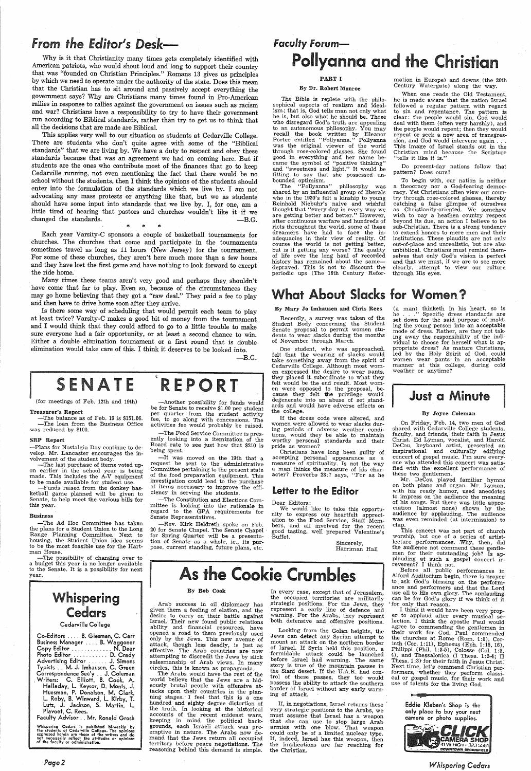## From the Editor's Desk—

Why is it that Christianity many times gets completely identified with American patriots, who would shout loud and long to support their country that was "founded on Christian Principles." Romans 13 gives us principles by which we need to operate under the authority of the state. Does this mean that the Christian has to sit around and passively accept everything the government says? Why are Christians many times found in Pro-American rallies in response to rallies against the government on issues such as racism and war? Christians have a responsibility to try to have their government run according to Biblical standards, rather than try to get us to think that all the decisions that are made are Biblical.

This applies very well to our situation as students at Cedarville College. There are students who don't quite agree with some of the "Biblical standards" that we are living by. We have a duty to respect and obey these standards because that was an agreement we had on coming here. But if students are the ones who contribute most of the finances that go to keep Cedarville running, not even mentioning the fact that there would be no school without the students, then I think the opinions of the students should enter into the formulation of the standards which we live by. I am not advocating any mass protests or anything like that, but we as students should have some input into standards that we live by. I, for one, am a little tired of hearing that pastors and churches wouldn't like it if we changed the standards.

—B.G.

\* \* \*

Each year Varsity-C sponsors a couple of basketball tournaments for churches. The churches that come and participate in the tournaments sometimes travel as long as 11 hours (New Jersey) for the tournament. For some of these churches, they aren't here much more than a few hours and they have lost the first game and have nothing to look forward to except the ride home.

Many times these teams aren't very good and perhaps they shouldn't have come that far to play. Even so, because of the circumstances they may go home believing that they got a "raw deal." They paid a fee to play and then have to drive home soon after they arrive.

Is there some way of scheduling that would permit each team to play at least twice? Varsity-C makes a good bit of money from the tournament and I would think that they could afford to go to a little trouble to make sure everyone had a fair opportunity, or at least a second chance to win. Either a double elimination tournament or a first round that is double elimination would take care of this. I think it deserves to be looked into.

—B.G.

# SENATE REPORT

(for meetings of Feb. 12th and 19th)

**Treasurer's Report**

—The balance as of Feb. 19 is $151.06.

—The loan from the Business Office was reduced by $100.

**SBP Report**

—Plans for Nostalgia Day continue to develop. Mr. Lancaster encourages the involvement of the student body.

—The last purchase of items voted upon earlier in the school year is being made. This includes the A-V equipment to be made available for student use.

—Funds raised from the donkey basketball game planned will be given to Senate, to help meet the various bills for this year.

**Business**

—The Ad Hoc Committee has taken the plans for a Student Union to the Long Range Planning Committee. Next to housing, the Student Union idea seems to be the most feasible use for the Hartman House.

—The possibility of changing over to a budget this year is no longer available to the Senate. It is a possibility for next year.

—Another possibility for funds would be for Senate to receive $1.00 per student per quarter from the student activity fee, to go along with concessions. The activities fee would probably be raised.

—The Food Service Committee is presently looking into a itemization of the Board rate to see just how that $210 is being spent.

—It was moved on the 19th that a request be sent to the administrative Committee pertaining to the present state of the food preparation equipment. This investigation could lead to the purchase of items necessary to improve the efficiency in serving the students.

—The Constitution and Elections Committee is looking into the rationale in regard to the GPA requirements for Senate Representatives.

—Rev. Kirk Heldreth spoke on Feb. 20 for Senate Chapel. The Senate Chapel for Spring Quarter will be a presentation of Senate as a whole, ie., its purpose, current standing, future plans, etc.

## Whispering Cedars

Cedarville College

Co-Editors .... B. Giesman, C. Carr
Business Manager .... B. Waggoner
Copy Editor .... N. Dear
Photo Editor .... D. Crady
Advertising Editor .... J. Simons
Typists .. M. J. Imhausen, C. Green
Correspondence Sec'y .. J. Coleman
Writers: C. Elliott, B. Cook, A. Halladay, L. Keysor, D. Monts, J. Huesman, P. Donelson, M. Clark, L. Roby, B. Winward, L. Kirby, T. Lutz, J. Jackson, S. Martin, L. Plavoet, C. Rees.
Faculty Advisor .. Mr. Ronald Grosh

Whispering Cedars is published bi-weekly by the students of Cedarville College. The opinions expressed herein are those of the writers and do not necessarily reflect the attitudes or opinions of the faculty or administration.

## Faculty Forum—

# Pollyanna and the Christian

PART I

By Dr. Robert Monroe

The Bible is replete with the philosophical aspects of realism and idealism; that is, God tells man not only what he is, but also what he should be. Those who disregard God's truth are appealing to an autonomous philosophy. You may recall the book written by Eleanor Porter entitled "Pollyanna." Pollyanna was the original viewer of the world through rose-colored glasses. She found good in everything and her name became the symbol of "positive thinking" and "sweetness and light." It would be fitting to say that she possessed unbounded optimism.

The "Pollyanna" philosophy was shared by an influential group of liberals who in the 1930's felt a kinship to young Reinhold Niebuhr's naive and wishful thought that "every day in every way we are getting better and better." However, after continuous warfare and hundreds of riots throughout the world, some of these dreamers have had to face the inadequacies in their view of reality. Of course the world is not getting better, but is it getting any worse? The quality of life over the long haul of recorded history has remained about the same—depraved. This is not to discount the periodic ups (The 16th Century Reformation in Europe) and downs (the 20th Century Watergate) along the way.

When one reads the Old Testament, he is made aware that the nation Israel followed a regular pattern with regard to sin and repentance. The pattern is clear: the people would sin, God would deal with them (often very harshly), and the people would repent; then they would repeat or seek a new area of transgression, and God would intervene again . . . This image of Israel stands out in the Christian mind because the Scripture "tells it like it is."

Do present-day nations follow that pattern? Does ours?

To begin with, our nation is neither a theocracy nor a God-fearing democracy. Yet Christians often view our country through rose-colored glasses, thereby catching a false glimpse of ourselves as Christianity-oriented. We somehow wish to pay a heathen country respect beyond its due, an action I believe to be sub-Christian. There is a strong tendency to extend honors to mere men and their institutions. These plaudits are not only out-of-place and unrealistic, but are also unbiblical. Christians must remind themselves that only God's vision is perfect and that we must, if we are to see more clearly, attempt to view our culture through His eyes.

# What About Slacks for Women?

By Mary Jo Imhausen and Chris Rees

Recently, a survey was taken of the Student Body concerning the Student Senate proposal to permit women students to wear slacks during the months of November through March.

One student, who was approached, felt that the wearing of slacks would take something away from the spirit of Cedarville College. Although most women expressed the desire to wear pants, they placed it subordinate to what they felt would be the end result. Most women were opposed to the proposal, because they felt the privilege would degenerate into an abuse of set standards and would have adverse effects on the college.

If the dress code were altered, and women were allowed to wear slacks during periods of adverse weather conditions, would they be able to maintain worthy personal standards and their pride as women?

Christians have long been guilty of accepting personal appearance as a measure of spirituality. Is not the way a man thinks the measure of his character? Proverbs 23:7 says, "For as he (a man) thinketh in his heart, so is he . . ." Specific dress standards are set down for the said purpose of molding the young person into an acceptable mode of dress. Rather, are they not taking away the responsibility of the individual to choose for herself what is appropriate dress? As mature Christians, led by the Holy Spirit of God, could women wear pants in an acceptable manner at this college, during cold weather or anytime?

## Letter to the Editor

Dear Editors:

We would like to take this opportunity to express our heartfelt appreciation to the Food Service, Staff Members, and all involved for the recent good tasting, well prepared Valentine's Buffet.

Sincerely,
Harriman Hall

## Just a Minute

By Joyce Coleman

On Friday, Feb. 14, two men of God shared with Cedarville College students, faculty, and friends, their faith in Jesus Christ. Ed Lyman, vocalist, and Harold DeCou, keyboard artist, presented an inspirational and culturally edifying concert of gospel music. I'm sure everyone who attended this concert was satisfied with the excellent performance of these two gentlemen.

Mr. DeCou played familiar hymns on both piano and organ. Mr. Lyman, with his ready humor, used anecdotes to impress on the audience the meaning of his songs. But there was little appreciation (almost none) shown by the audience by applauding. The audience was even reminded (at intermission) to clap.

This concert was not part of church worship, but one of a series of artist-lecture performances. Why, then, did the audience not commend these gentlemen for their outstanding job? Is applauding at such a gospel concert irreverent? I think not.

Before all public performances in Alford Auditorium begin, there is prayer to ask God's blessing on the performance and performers and that the Lord use all to His own glory. The applauding can be for God's glory if we think of it for only that reason.

I think it would have been very proper to applaud after every musical selection. I think the apostle Paul would agree to commending the gentlemen in their work for God. Paul commended the churches at Rome (Rom. 1:8), Corinth (Cor. 1:11), Ephesus (Eph. 1:15, 16), Philippi (Phil. 1:3-5), Colosse (Col. 1:3, 4), and Thessalonica (I Thess. 1:2-4; II Thess. 1:3) for their faith in Jesus Christ. Next time, let's commend Christian performers, whether they perform classical or gospel music, for their work and use of talents for the living God.

Eddie Klaben's Shop is the only place to buy your next camera or photo supplies.

CLICK CAMERA SHOP
41 W HIGH · 323-5561
DOWNTOWN SPRINGFIELD

# As the Cookie Crumbles

By Bob Cook

Arab success in oil diplomacy has given them a feeling of elation, and the desire to carry on their battle against Israel. Their new found public relations ability and financial resources, have opened a road to them previously used only by the Jews. This new avenue of attack, though less deadly, is just as effective. The Arab countries are now attempting to discredit the Jews by slick salesmanship of Arab views. In many circles, this is known as propaganda.

The Arabs would have the rest of the world believe that the Jews are a hideously brutal people with offensive attacks upon their countries in the planning stages. I feel that this is a one hundred and eighty degree distortion of the truth. In looking at the historical accounts of the recent mideast wars, keeping in mind the political backgrounds, each Israeli attack was preemptive in nature. The Arabs now demand that the Jews return all occupied territory before peace negotiations. The reasoning behind this demand is simple. In every case, except that of Jerusalem, the occupied territories are militarily strategic positions. For the Jews, they represent a early line of defence and warning. For the Arabs, they represent both defensive and offensive positions.

Looking from the Golan heights, the Jews can detect any Syrian attempt to mount an attack on the northern border of Israel. If Syria held this position, a formidable attack could be launched before Israel had warning. The same story is true of the mountain passes in the Siani desert. If the U.A.R. had control of these passes, they too would possess the ability to attack the southern border of Israel without any early warning of attack.

If, in negotiations, Israel returns these very strategic positions to the Arabs, we must assume that Israel has a weapon that she can use to stop large Arab armies with one blow. That weapon could only be of a limited nuclear type. If, indeed, Israel has this weapon, then the implications are far reaching for the Christian.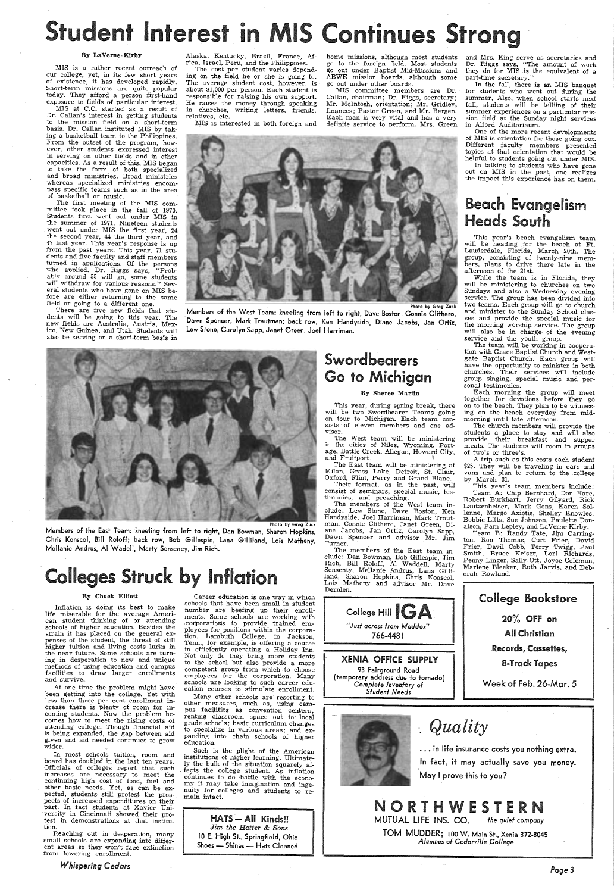# Student Interest in MIS Continues Strong

By LaVerne Kirby

MIS is a rather recent outreach of our college, yet, in its few short years of existence, it has developed rapidly. Short-term missions are quite popular today. They afford a person first-hand exposure to fields of particular interest.

MIS at C.C. started as a result of Dr. Callan's interest in getting students to the mission field on a short-term basis. Dr. Callan instituted MIS by taking a basketball team to the Philippines. From the outset of the program, however, other students expressed interest in serving on other fields and in other capacities. As a result of this, MIS began to take the form of both specialized and broad ministries. Broad ministries whereas specialized ministries encompass specific teams such as in the area of basketball or music.

The first meeting of the MIS committee took place in the fall of 1970. Students first went out under MIS in the summer of 1971. Nineteen students went out under MIS the first year, 24 the second year, 44 the third year, and 47 last year. This year's response is up from the past years. This year, 71 students and five faculty and staff members turned in applications. Of the persons who applied. Dr. Riggs says, "Probably around 55 will go, some students will withdraw for various reasons." Several students who have gone on MIS before are either returning to the same field or going to a different one.

There are five new fields that students will be going to this year. The new fields are Australia, Austria, Mexico, New Guinea, and Utah. Students will also be serving on a short-term basis in Alaska, Kentucky, Brazil, France, Africa, Israel, Peru, and the Philippines.

The cost per student varies depending on the field he or she is going to. The average student cost, however, is about $1,000 per person. Each student is responsible for raising his own support. He raises the money through speaking in churches, writing letters, friends, relatives, etc.

MIS is interested in both foreign and home missions, although most students go to the foreign field. Most students go out under Baptist Mid-Missions and ABWE mission boards, although some go out under other boards.

MIS committee members are Dr. Callan, chairman; Dr. Riggs, secretary; Mr. McIntosh, orientation; Mr. Gridley, finances; Pastor Green, and Mr. Bergen. Each man is very vital and has a very definite service to perform. Mrs. Green and Mrs. King serve as secretaries and Dr. Riggs says, "The amount of work they do for MIS is the equivalent of a part-time secretary."

In the fall, there is an MIS banquet for students who went out during the summer. Also, when school starts next fall, students will be telling of their summer experiences on a particular mission field at the Sunday night services in Alford Auditorium.

One of the more recent developments of MIS is orientation for those going out. Different faculty members presented topics at that orientation that would be helpful to students going out under MIS.

In talking to students who have gone out on MIS in the past, one realizes the impact this experience has on them.

Photo by Greg Zuck

Members of the West Team: kneeling from left to right, Dave Boston, Connie Clithero, Dawn Spencer, Mark Trautman; back row, Ken Handyside, Diane Jacobs, Jan Ortiz, Lew Stone, Carolyn Sapp, Janet Green, Joel Harriman.

Photo by Greg Zuck

Members of the East Team: kneeling from left to right, Dan Bowman, Sharon Hopkins, Chris Konscol, Bill Roloff; back row, Bob Gillespie, Lana Gilliland, Lois Matheny, Mellanie Andrus, Al Wadell, Marty Senseney, Jim Rich.

# Beach Evangelism Heads South

This year's beach evangelism team will be heading for the beach at Ft. Lauderdale, Florida, March 20th. The group, consisting of twenty-nine members, plans to drive there late in the afternoon of the 21st.

While the team is in Florida, they will be ministering to churches on two Sundays and also a Wednesday evening service. The group has been divided into two teams. Each group will go to church and minister to the Sunday School classes and provide the special music for the morning worship service. The group will also be in charge of the evening service and the youth group.

The team will be working in cooperation with Grace Baptist Church and Westgate Baptist Church. Each group will have the opportunity to minister in both churches. Their services will include group singing, special music and personal testimonies.

Each morning the group will meet together for devotions before they go on to the beach. They plan to be witnessing on the beach everyday from midmorning until late afternoon.

The church members will provide the students a place to stay and will also provide their breakfast and supper meals. The students will room in groups of two's or three's.

A trip such as this costs each student $25. They will be traveling in cars and vans and plan to return to the college by March 31.

This year's team members include: Team A: Chip Bernhard, Don Hare, Robert Burkhart, Jerry Gilyard, Rick Lautzenheiser, Mark Gons, Karen Sollenne, Margo Axiotis, Shelley Knowles, Bobbie Litts, Sue Johnson, Paulette Donalson, Pam Lepley, and LaVerne Kirby.

Team B: Randy Tate, Jim Carrington, Ron Thomas, Curt Frier, David Frier, Davil Cobb, Terry Twigg, Paul Smith, Bruce Keiser, Lori Richards, Penny Linger, Sally Ott, Joyce Coleman, Marlene Bleeker, Ruth Jarvis, and Deborah Rowland.

# Swordbearers Go to Michigan

By Sheree Martin

This year, during spring break, there will be two Swordbearer Teams going on tour to Michigan. Each team consists of eleven members and one advisor.

The West team will be ministering in the cities of Niles, Wyoming, Portage, Battle Creek, Allegan, Howard City, and Fruitport.

The East team will be ministering at Milan, Grass Lake, Detroit, St. Clair, Oxford, Flint, Perry and Grand Blanc.

Their format, as in the past, will consist of seminars, special music, testimonies, and preaching.

The members of the West team include: Lew Stone, Dave Boston, Ken Handyside, Joel Harriman, Mark Trautman, Connie Clithero, Janet Green, Diane Jacobs, Jan Ortiz, Carolyn Sapp, Dawn Spencer and advisor Mr. Jim Turner.

The members of the East team include: Dan Bowman, Bob Gillespie, Jim Rich, Bill Roloff, Al Waddell, Marty Sensenty, Mellanie Andrus, Lana Gilliland, Sharon Hopkins, Chris Konscol, Lois Matheny and advisor Mr. Dave Dernlen.

# Colleges Struck by Inflation

By Chuck Elliott

Inflation is doing its best to make life miserable for the average American student thinking of or attending schools of higher education. Besides the strain it has placed on the general expenses of the student, the threat of still higher tuition and living costs lurks in the near future. Some schools are turning in desperation to new and unique methods of using education and campus facilities to draw larger enrollments and survive.

At one time the problem might have been getting into the college. Yet with less than three per cent enrollment increase there is plenty of room for incoming students. Now the problem becomes how to meet the rising costs of attending college. Though financial aid is being expanded, the gap between aid given and aid needed continues to grow wider.

In most schools tuition, room and board has doubled in the last ten years. Officials of colleges report that such increases are necessary to meet the continuing high cost of food, fuel and other basic needs. Yet, as can be expected, students still protest the prospects of increased expenditures on their part. In fact students at Xavier University in Cincinnati showed their protest in demonstrations at that institution.

Reaching out in desperation, many small schools are expanding into different areas so they won't face extinction from lowering enrollment.

Career education is one way in which schools that have been small in student number are beefing up their enrollments. Some schools are working with corporations to provide trained employees for positions within the corporation. Lambuth College, in Jackson, Tenn., for example, is offering a course in efficiently operating a Holiday Inn. Not only do they bring more students to the school but also provide a more competent group from which to choose employees for the corporation. Many schools are looking to such career education courses to stimulate enrollment.

Many other schools are resorting to other measures, such as, using campus facilities as convention centers; renting classroom space out to local grade schools; basic curriculum changes to specialize in various areas; and expanding into chain schools of higher education.

Such is the plight of the American institutions of higher learning. Ultimately the bulk of the situation squarely affects the college student. As inflation continues to do battle with the economy it may take imagination and ingenuity for colleges and students to remain intact.

**HATS — All Kinds!!**
*Jim the Hatter & Sons*
10 E. High St., Springfield, Ohio
Shoes — Shines — Hats Cleaned

**College Hill IGA**
*"Just across from Maddox"*
766-4481

**XENIA OFFICE SUPPLY**
93 Fairground Road
(temporary address due to tornado)
*Complete Inventory of Student Needs*

**College Bookstore**
**20% OFF on All Christian Records, Cassettes, 8-Track Tapes**
**Week of Feb. 26-Mar. 5**

*Quality*
... in life insurance costs you nothing extra.
In fact, it may actually save you money.
May I prove this to you?

**NORTHWESTERN**
**MUTUAL LIFE INS. CO.** *the quiet company*
TOM MUDDER; 100 W. Main St., Xenia 372-8045
*Alumnus of Cedarville College*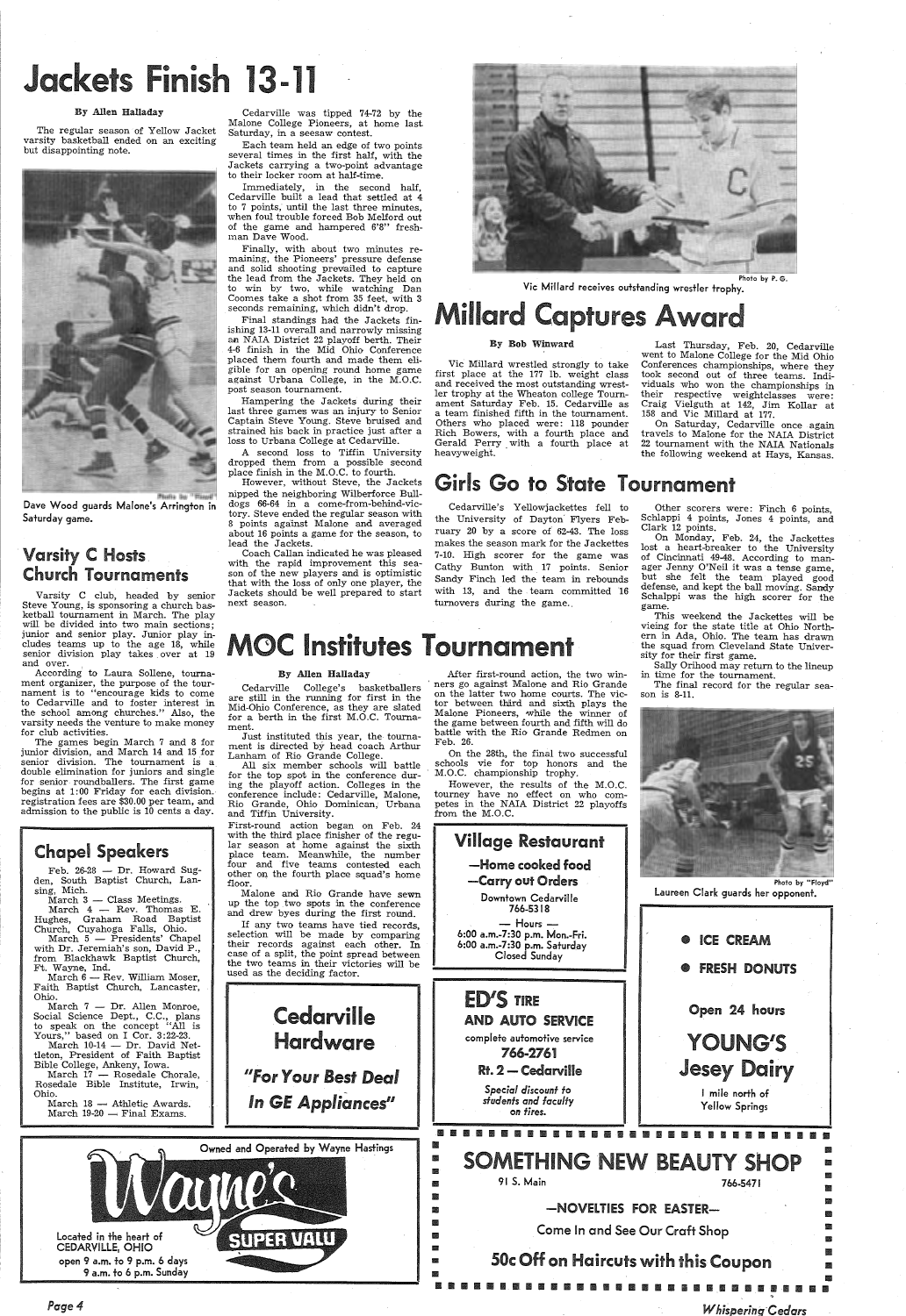# Jackets Finish 13-11

**By Allen Halladay**

The regular season of Yellow Jacket varsity basketball ended on an exciting but disappointing note.

Dave Wood guards Malone's Arrington in Saturday game.

Cedarville was tipped 74-72 by the Malone College Pioneers, at home last Saturday, in a seesaw contest.

Each team held an edge of two points several times in the first half, with the Jackets carrying a two-point advantage to their locker room at half-time.

Immediately, in the second half, Cedarville built a lead that settled at 4 to 7 points, until the last three minutes, when foul trouble forced Bob Melford out of the game and hampered 6'8" freshman Dave Wood.

Finally, with about two minutes remaining, the Pioneers' pressure defense and solid shooting prevailed to capture the lead from the Jackets. They held on to win by two, while watching Dan Coomes take a shot from 35 feet, with 3 seconds remaining, which didn't drop.

Final standings had the Jackets finishing 13-11 overall and narrowly missing an NAIA District 22 playoff berth. Their 4-6 finish in the Mid Ohio Conference placed them fourth and made them eligible for an opening round home game against Urbana College, in the M.O.C. post season tournament.

Hampering the Jackets during their last three games was an injury to Senior Captain Steve Young. Steve bruised and strained his back in practice just after a loss to Urbana College at Cedarville.

A second loss to Tiffin University dropped them from a possible second place finish in the M.O.C. to fourth.

However, without Steve, the Jackets nipped the neighboring Wilberforce Bulldogs 66-64 in a come-from-behind-victory. Steve ended the regular season with 8 points against Malone and averaged about 16 points a game for the season, to lead the Jackets.

Coach Callan indicated he was pleased with the rapid improvement this season of the new players and is optimistic that with the loss of only one player, the Jackets should be well prepared to start next season.

## Varsity C Hosts Church Tournaments

Varsity C club, headed by senior Steve Young, is sponsoring a church basketball tournament in March. The play will be divided into two main sections; junior and senior play. Junior play includes teams up to the age 18, while senior division play takes over at 19 and over.

According to Laura Sollene, tournament organizer, the purpose of the tournament is to "encourage kids to come to Cedarville and to foster interest in the school among churches." Also, the varsity needs the venture to make money for club activities.

The games begin March 7 and 8 for junior division, and March 14 and 15 for senior division. The tournament is a double elimination for juniors and single for senior roundballers. The first game begins at 1:00 Friday for each division. registration fees are $30.00 per team, and admission to the public is 10 cents a day.

## Chapel Speakers

Feb. 26-28 — Dr. Howard Sugden, South Baptist Church, Lansing, Mich.
March 3 — Class Meetings.
March 4 — Rev. Thomas E. Hughes, Graham Road Baptist Church, Cuyahoga Falls, Ohio.
March 5 — Presidents' Chapel with Dr. Jeremiah's son, David P., from Blackhawk Baptist Church, Ft. Wayne, Ind.
March 6 — Rev. William Moser, Faith Baptist Church, Lancaster, Ohio.
March 7 — Dr. Allen Monroe, Social Science Dept., C.C., plans to speak on the concept "All is Yours," based on I Cor. 3:22-23.
March 10-14 — Dr. David Nettleton, President of Faith Baptist Bible College, Ankeny, Iowa.
March 17 — Rosedale Chorale, Rosedale Bible Institute, Irwin, Ohio.
March 18 — Athletic Awards.
March 19-20 — Final Exams.

Photo by P. G.
Vic Millard receives outstanding wrestler trophy.

# Millard Captures Award

**By Bob Winward**

Vic Millard wrestled strongly to take first place at the 177 lb. weight class and received the most outstanding wrestler trophy at the Wheaton college Tournament Saturday Feb. 15. Cedarville as a team finished fifth in the tournament. Others who placed were: 118 pounder Rich Bowers, with a fourth place and Gerald Perry with a fourth place at heavyweight.

Last Thursday, Feb. 20, Cedarville went to Malone College for the Mid Ohio Conferences championships, where they took second out of three teams. Individuals who won the championships in their respective weightclasses were: Craig Vielguth at 142, Jim Kollar at 158 and Vic Millard at 177.

On Saturday, Cedarville once again travels to Malone for the NAIA District 22 tournament with the NAIA Nationals the following weekend at Hays, Kansas.

# Girls Go to State Tournament

Cedarville's Yellowjackettes fell to the University of Dayton Flyers February 20 by a score of 62-43. The loss makes the season mark for the Jackettes 7-10. High scorer for the game was Cathy Bunton with 17 points. Senior Sandy Finch led the team in rebounds with 13, and the team committed 16 turnovers during the game.

Other scorers were: Finch 6 points, Schlappi 4 points, Jones 4 points, and Clark 12 points.

On Monday, Feb. 24, the Jackettes lost a heart-breaker to the University of Cincinnati 49-48. According to manager Jenny O'Neil it was a tense game, but she felt the team played good defense, and kept the ball moving. Sandy Schalppi was the high scorer for the game.

This weekend the Jackettes will be vieing for the state title at Ohio Northern in Ada, Ohio. The team has drawn the squad from Cleveland State University for their first game.

Sally Orihood may return to the lineup in time for the tournament.

The final record for the regular season is 8-11.

Photo by "Floyd"
Laureen Clark guards her opponent.

# MOC Institutes Tournament

**By Allen Halladay**

Cedarville College's basketballers are still in the running for first in the Mid-Ohio Conference, as they are slated for a berth in the first M.O.C. Tournament.

Just instituted this year, the tournament is directed by head coach Arthur Lanham of Rio Grande College.

All six member schools will battle for the top spot in the conference during the playoff action. Colleges in the conference include: Cedarville, Malone, Rio Grande, Ohio Dominican, Urbana and Tiffin University.

First-round action began on Feb. 24 with the third place finisher of the regular season at home against the sixth place team. Meanwhile, the number four and five teams contested each other on the fourth place squad's home floor.

Malone and Rio Grande have sewn up the top two spots in the conference and drew byes during the first round.

If any two teams have tied records, selection will be made by comparing their records against each other. In case of a split, the point spread between the two teams in their victories will be used as the deciding factor.

After first-round action, the two winners go against Malone and Rio Grande on the latter two home courts. The victor between third and sixth plays the Malone Pioneers, while the winner of the game between fourth and fifth will do battle with the Rio Grande Redmen on Feb. 26.

On the 28th, the final two successful schools vie for top honors and the M.O.C. championship trophy.

However, the results of the M.O.C. tourney have no effect on who competes in the NAIA District 22 playoffs from the M.O.C.

---

**Village Restaurant**
—Home cooked food
—Carry out Orders
Downtown Cedarville
766-5318
— Hours —
6:00 a.m.-7:30 p.m. Mon.-Fri.
6:00 a.m.-7:30 p.m. Saturday
Closed Sunday

**ED'S TIRE AND AUTO SERVICE**
complete automotive service
766-2761
Rt. 2 — Cedarville
*Special discount to students and faculty on tires.*

**Cedarville Hardware**
*"For Your Best Deal In GE Appliances"*

- ICE CREAM
- FRESH DONUTS

Open 24 hours
**YOUNG'S Jesey Dairy**
1 mile north of Yellow Springs

Owned and Operated by Wayne Hastings
**Wayne's SUPER VALU**
Located in the heart of CEDARVILLE, OHIO
open 9 a.m. to 9 p.m. 6 days
9 a.m. to 6 p.m. Sunday

**SOMETHING NEW BEAUTY SHOP**
91 S. Main — 766-5471
—NOVELTIES FOR EASTER—
Come In and See Our Craft Shop
**50c Off on Haircuts with this Coupon**